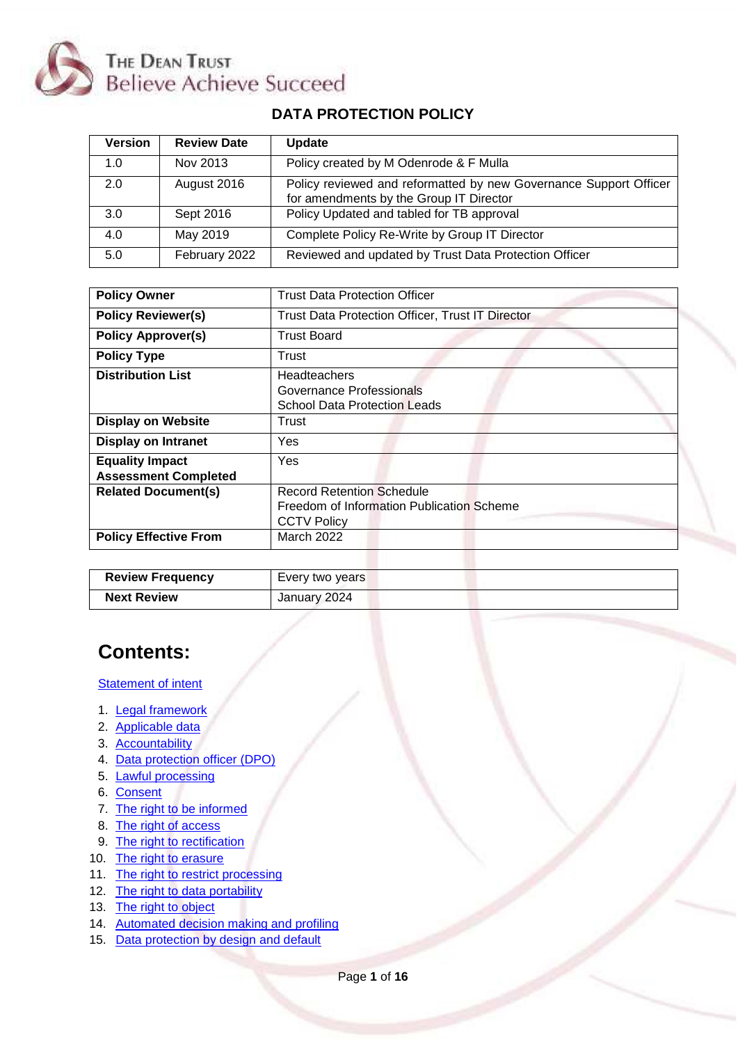The Dean Trust
Believe Achieve Succeed

# DATA PROTECTION POLICY

| Version | Review Date | Update |
|---|---|---|
| 1.0 | Nov 2013 | Policy created by M Odenrode & F Mulla |
| 2.0 | August 2016 | Policy reviewed and reformatted by new Governance Support Officer for amendments by the Group IT Director |
| 3.0 | Sept 2016 | Policy Updated and tabled for TB approval |
| 4.0 | May 2019 | Complete Policy Re-Write by Group IT Director |
| 5.0 | February 2022 | Reviewed and updated by Trust Data Protection Officer |

| | |
|---|---|
| **Policy Owner** | Trust Data Protection Officer |
| **Policy Reviewer(s)** | Trust Data Protection Officer, Trust IT Director |
| **Policy Approver(s)** | Trust Board |
| **Policy Type** | Trust |
| **Distribution List** | Headteachers<br>Governance Professionals<br>School Data Protection Leads |
| **Display on Website** | Trust |
| **Display on Intranet** | Yes |
| **Equality Impact Assessment Completed** | Yes |
| **Related Document(s)** | Record Retention Schedule<br>Freedom of Information Publication Scheme<br>CCTV Policy |
| **Policy Effective From** | March 2022 |

| | |
|---|---|
| **Review Frequency** | Every two years |
| **Next Review** | January 2024 |

## Contents:

Statement of intent

1. Legal framework
2. Applicable data
3. Accountability
4. Data protection officer (DPO)
5. Lawful processing
6. Consent
7. The right to be informed
8. The right of access
9. The right to rectification
10. The right to erasure
11. The right to restrict processing
12. The right to data portability
13. The right to object
14. Automated decision making and profiling
15. Data protection by design and default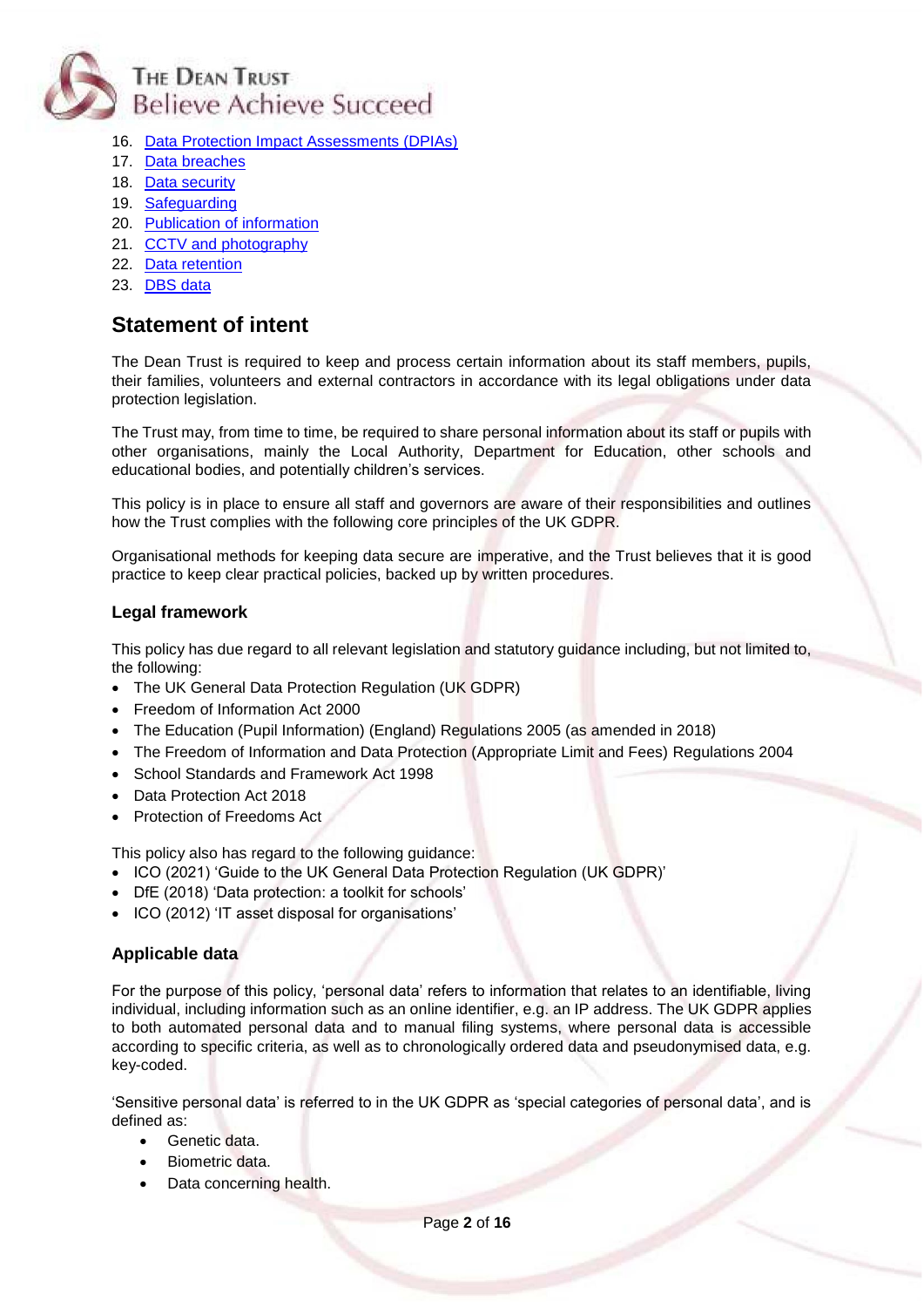16. Data Protection Impact Assessments (DPIAs)
17. Data breaches
18. Data security
19. Safeguarding
20. Publication of information
21. CCTV and photography
22. Data retention
23. DBS data

## Statement of intent

The Dean Trust is required to keep and process certain information about its staff members, pupils, their families, volunteers and external contractors in accordance with its legal obligations under data protection legislation.

The Trust may, from time to time, be required to share personal information about its staff or pupils with other organisations, mainly the Local Authority, Department for Education, other schools and educational bodies, and potentially children's services.

This policy is in place to ensure all staff and governors are aware of their responsibilities and outlines how the Trust complies with the following core principles of the UK GDPR.

Organisational methods for keeping data secure are imperative, and the Trust believes that it is good practice to keep clear practical policies, backed up by written procedures.

### Legal framework

This policy has due regard to all relevant legislation and statutory guidance including, but not limited to, the following:

- The UK General Data Protection Regulation (UK GDPR)
- Freedom of Information Act 2000
- The Education (Pupil Information) (England) Regulations 2005 (as amended in 2018)
- The Freedom of Information and Data Protection (Appropriate Limit and Fees) Regulations 2004
- School Standards and Framework Act 1998
- Data Protection Act 2018
- Protection of Freedoms Act

This policy also has regard to the following guidance:

- ICO (2021) 'Guide to the UK General Data Protection Regulation (UK GDPR)'
- DfE (2018) 'Data protection: a toolkit for schools'
- ICO (2012) 'IT asset disposal for organisations'

### Applicable data

For the purpose of this policy, 'personal data' refers to information that relates to an identifiable, living individual, including information such as an online identifier, e.g. an IP address. The UK GDPR applies to both automated personal data and to manual filing systems, where personal data is accessible according to specific criteria, as well as to chronologically ordered data and pseudonymised data, e.g. key-coded.

'Sensitive personal data' is referred to in the UK GDPR as 'special categories of personal data', and is defined as:

- Genetic data.
- Biometric data.
- Data concerning health.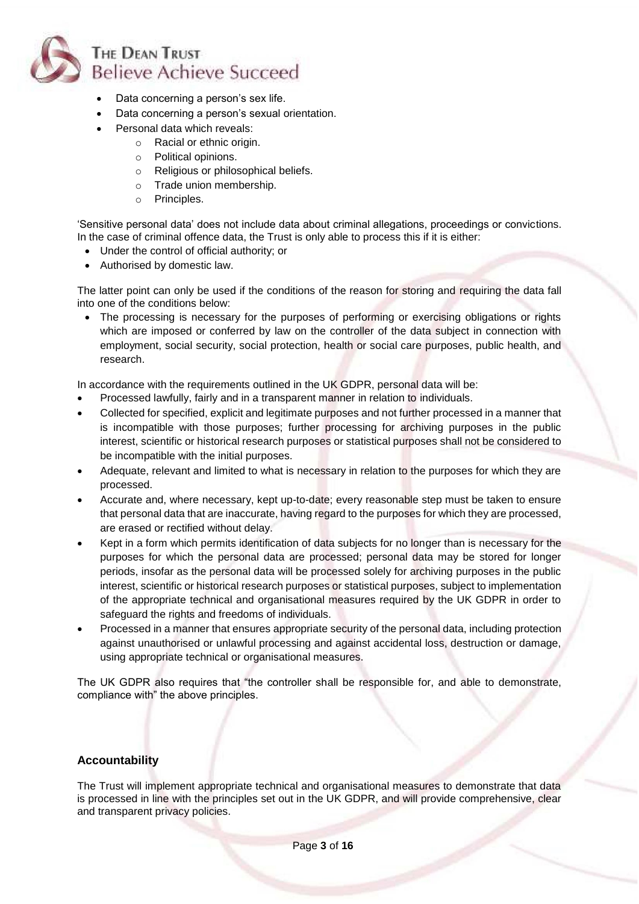- Data concerning a person's sex life.
- Data concerning a person's sexual orientation.
- Personal data which reveals:
  - Racial or ethnic origin.
  - Political opinions.
  - Religious or philosophical beliefs.
  - Trade union membership.
  - Principles.

'Sensitive personal data' does not include data about criminal allegations, proceedings or convictions. In the case of criminal offence data, the Trust is only able to process this if it is either:

- Under the control of official authority; or
- Authorised by domestic law.

The latter point can only be used if the conditions of the reason for storing and requiring the data fall into one of the conditions below:

- The processing is necessary for the purposes of performing or exercising obligations or rights which are imposed or conferred by law on the controller of the data subject in connection with employment, social security, social protection, health or social care purposes, public health, and research.

In accordance with the requirements outlined in the UK GDPR, personal data will be:

- Processed lawfully, fairly and in a transparent manner in relation to individuals.
- Collected for specified, explicit and legitimate purposes and not further processed in a manner that is incompatible with those purposes; further processing for archiving purposes in the public interest, scientific or historical research purposes or statistical purposes shall not be considered to be incompatible with the initial purposes.
- Adequate, relevant and limited to what is necessary in relation to the purposes for which they are processed.
- Accurate and, where necessary, kept up-to-date; every reasonable step must be taken to ensure that personal data that are inaccurate, having regard to the purposes for which they are processed, are erased or rectified without delay.
- Kept in a form which permits identification of data subjects for no longer than is necessary for the purposes for which the personal data are processed; personal data may be stored for longer periods, insofar as the personal data will be processed solely for archiving purposes in the public interest, scientific or historical research purposes or statistical purposes, subject to implementation of the appropriate technical and organisational measures required by the UK GDPR in order to safeguard the rights and freedoms of individuals.
- Processed in a manner that ensures appropriate security of the personal data, including protection against unauthorised or unlawful processing and against accidental loss, destruction or damage, using appropriate technical or organisational measures.

The UK GDPR also requires that "the controller shall be responsible for, and able to demonstrate, compliance with" the above principles.

## Accountability

The Trust will implement appropriate technical and organisational measures to demonstrate that data is processed in line with the principles set out in the UK GDPR, and will provide comprehensive, clear and transparent privacy policies.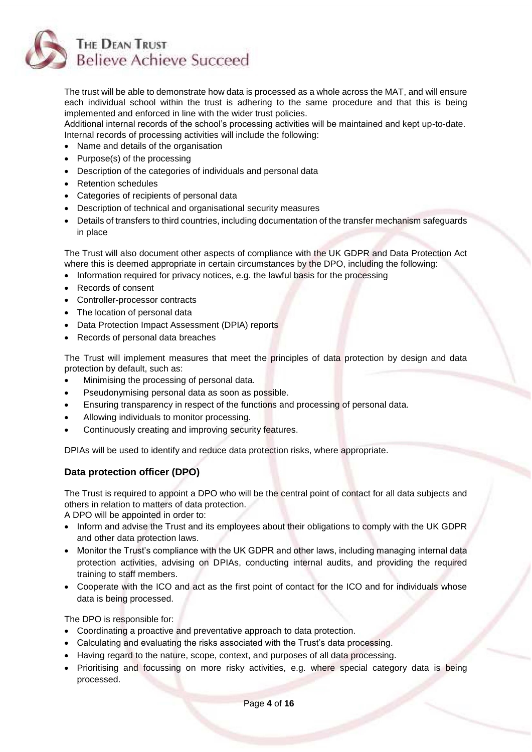The trust will be able to demonstrate how data is processed as a whole across the MAT, and will ensure each individual school within the trust is adhering to the same procedure and that this is being implemented and enforced in line with the wider trust policies.

Additional internal records of the school's processing activities will be maintained and kept up-to-date. Internal records of processing activities will include the following:

- Name and details of the organisation
- Purpose(s) of the processing
- Description of the categories of individuals and personal data
- Retention schedules
- Categories of recipients of personal data
- Description of technical and organisational security measures
- Details of transfers to third countries, including documentation of the transfer mechanism safeguards in place

The Trust will also document other aspects of compliance with the UK GDPR and Data Protection Act where this is deemed appropriate in certain circumstances by the DPO, including the following:

- Information required for privacy notices, e.g. the lawful basis for the processing
- Records of consent
- Controller-processor contracts
- The location of personal data
- Data Protection Impact Assessment (DPIA) reports
- Records of personal data breaches

The Trust will implement measures that meet the principles of data protection by design and data protection by default, such as:

- Minimising the processing of personal data.
- Pseudonymising personal data as soon as possible.
- Ensuring transparency in respect of the functions and processing of personal data.
- Allowing individuals to monitor processing.
- Continuously creating and improving security features.

DPIAs will be used to identify and reduce data protection risks, where appropriate.

## Data protection officer (DPO)

The Trust is required to appoint a DPO who will be the central point of contact for all data subjects and others in relation to matters of data protection.

A DPO will be appointed in order to:

- Inform and advise the Trust and its employees about their obligations to comply with the UK GDPR and other data protection laws.
- Monitor the Trust's compliance with the UK GDPR and other laws, including managing internal data protection activities, advising on DPIAs, conducting internal audits, and providing the required training to staff members.
- Cooperate with the ICO and act as the first point of contact for the ICO and for individuals whose data is being processed.

The DPO is responsible for:

- Coordinating a proactive and preventative approach to data protection.
- Calculating and evaluating the risks associated with the Trust's data processing.
- Having regard to the nature, scope, context, and purposes of all data processing.
- Prioritising and focussing on more risky activities, e.g. where special category data is being processed.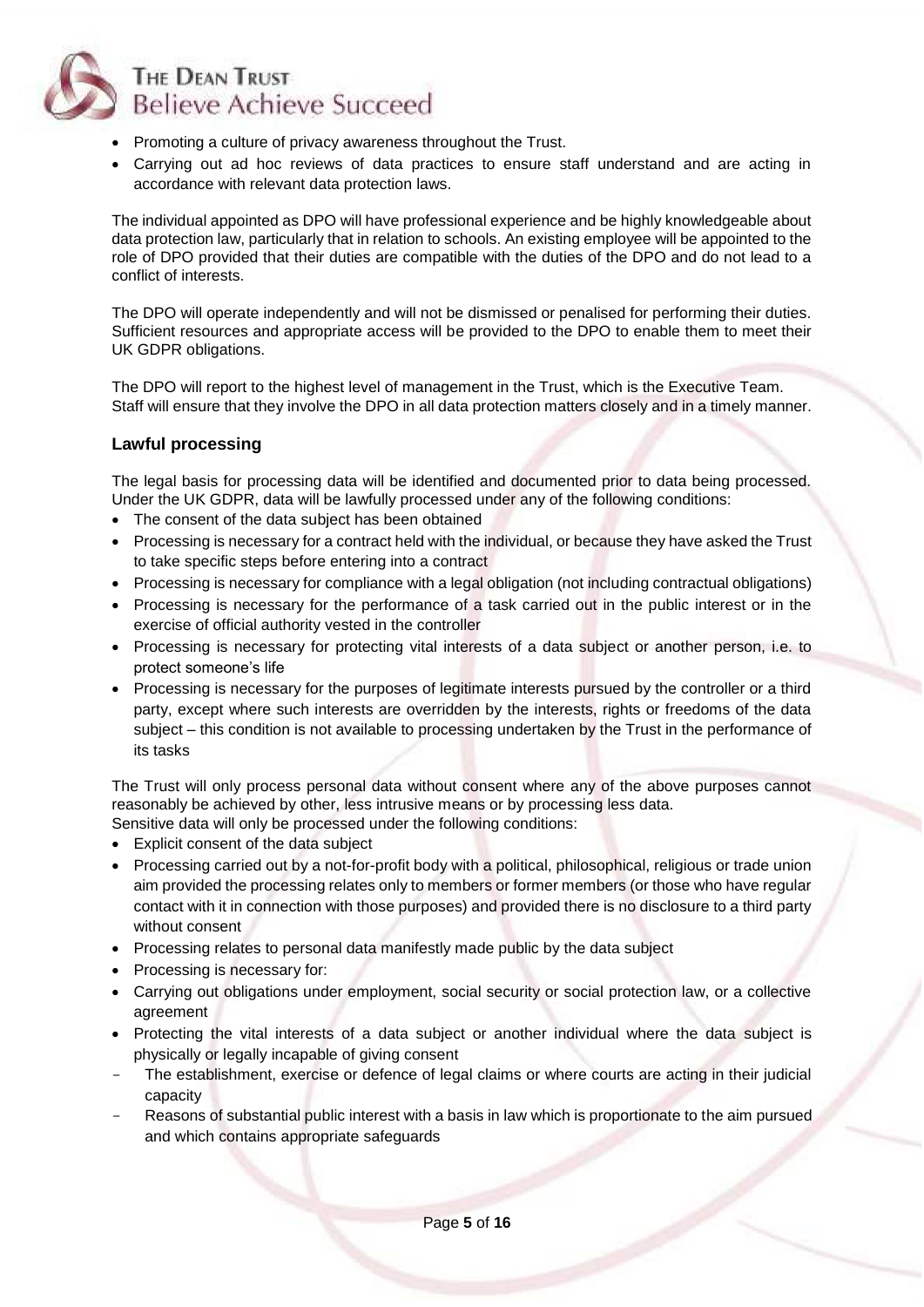- Promoting a culture of privacy awareness throughout the Trust.
- Carrying out ad hoc reviews of data practices to ensure staff understand and are acting in accordance with relevant data protection laws.

The individual appointed as DPO will have professional experience and be highly knowledgeable about data protection law, particularly that in relation to schools. An existing employee will be appointed to the role of DPO provided that their duties are compatible with the duties of the DPO and do not lead to a conflict of interests.

The DPO will operate independently and will not be dismissed or penalised for performing their duties. Sufficient resources and appropriate access will be provided to the DPO to enable them to meet their UK GDPR obligations.

The DPO will report to the highest level of management in the Trust, which is the Executive Team. Staff will ensure that they involve the DPO in all data protection matters closely and in a timely manner.

### Lawful processing

The legal basis for processing data will be identified and documented prior to data being processed. Under the UK GDPR, data will be lawfully processed under any of the following conditions:

- The consent of the data subject has been obtained
- Processing is necessary for a contract held with the individual, or because they have asked the Trust to take specific steps before entering into a contract
- Processing is necessary for compliance with a legal obligation (not including contractual obligations)
- Processing is necessary for the performance of a task carried out in the public interest or in the exercise of official authority vested in the controller
- Processing is necessary for protecting vital interests of a data subject or another person, i.e. to protect someone's life
- Processing is necessary for the purposes of legitimate interests pursued by the controller or a third party, except where such interests are overridden by the interests, rights or freedoms of the data subject – this condition is not available to processing undertaken by the Trust in the performance of its tasks

The Trust will only process personal data without consent where any of the above purposes cannot reasonably be achieved by other, less intrusive means or by processing less data.
Sensitive data will only be processed under the following conditions:

- Explicit consent of the data subject
- Processing carried out by a not-for-profit body with a political, philosophical, religious or trade union aim provided the processing relates only to members or former members (or those who have regular contact with it in connection with those purposes) and provided there is no disclosure to a third party without consent
- Processing relates to personal data manifestly made public by the data subject
- Processing is necessary for:
- Carrying out obligations under employment, social security or social protection law, or a collective agreement
- Protecting the vital interests of a data subject or another individual where the data subject is physically or legally incapable of giving consent
  - The establishment, exercise or defence of legal claims or where courts are acting in their judicial capacity
  - Reasons of substantial public interest with a basis in law which is proportionate to the aim pursued and which contains appropriate safeguards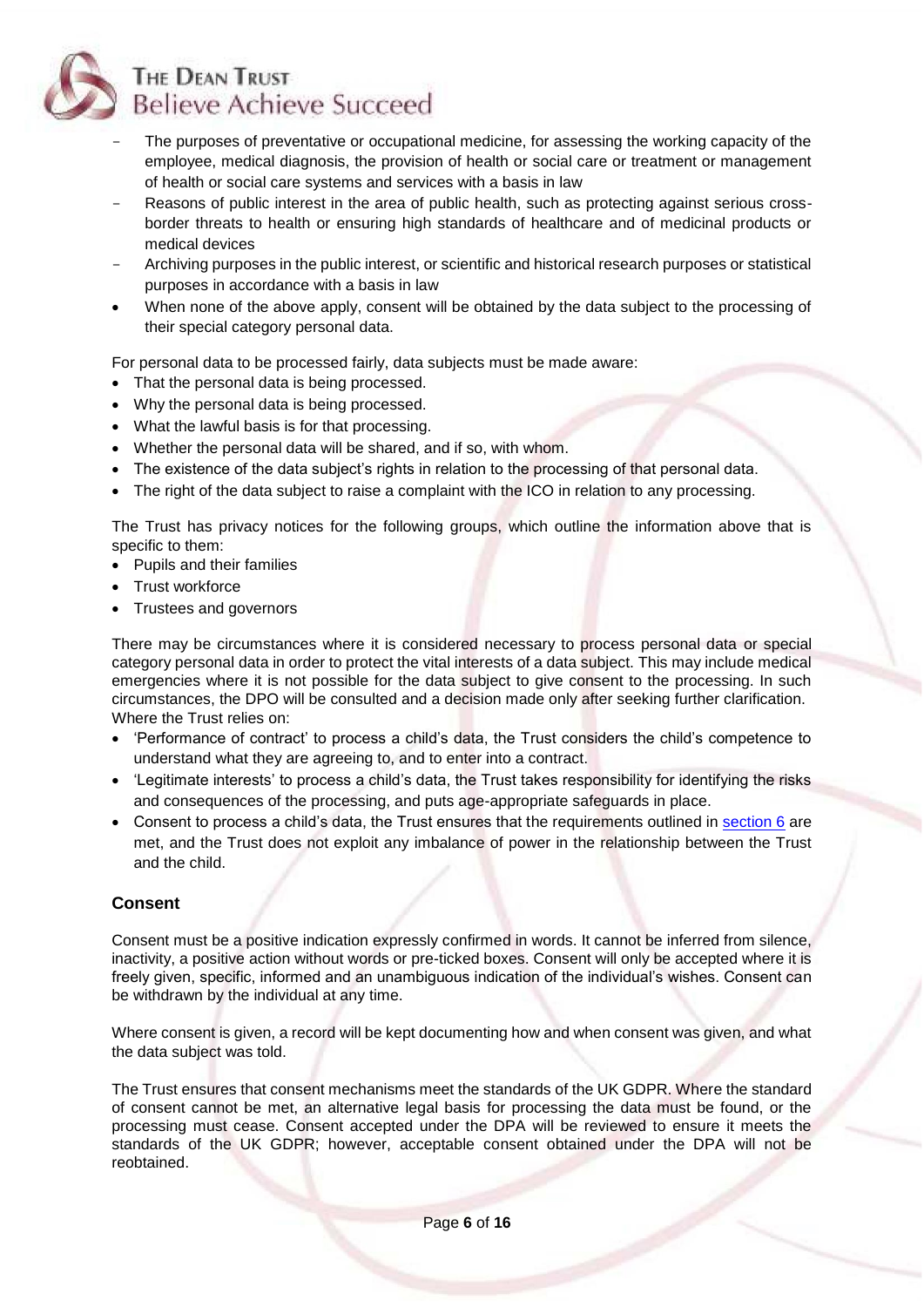- The purposes of preventative or occupational medicine, for assessing the working capacity of the employee, medical diagnosis, the provision of health or social care or treatment or management of health or social care systems and services with a basis in law
- Reasons of public interest in the area of public health, such as protecting against serious cross-border threats to health or ensuring high standards of healthcare and of medicinal products or medical devices
- Archiving purposes in the public interest, or scientific and historical research purposes or statistical purposes in accordance with a basis in law

- When none of the above apply, consent will be obtained by the data subject to the processing of their special category personal data.

For personal data to be processed fairly, data subjects must be made aware:

- That the personal data is being processed.
- Why the personal data is being processed.
- What the lawful basis is for that processing.
- Whether the personal data will be shared, and if so, with whom.
- The existence of the data subject's rights in relation to the processing of that personal data.
- The right of the data subject to raise a complaint with the ICO in relation to any processing.

The Trust has privacy notices for the following groups, which outline the information above that is specific to them:

- Pupils and their families
- Trust workforce
- Trustees and governors

There may be circumstances where it is considered necessary to process personal data or special category personal data in order to protect the vital interests of a data subject. This may include medical emergencies where it is not possible for the data subject to give consent to the processing. In such circumstances, the DPO will be consulted and a decision made only after seeking further clarification.
Where the Trust relies on:

- 'Performance of contract' to process a child's data, the Trust considers the child's competence to understand what they are agreeing to, and to enter into a contract.
- 'Legitimate interests' to process a child's data, the Trust takes responsibility for identifying the risks and consequences of the processing, and puts age-appropriate safeguards in place.
- Consent to process a child's data, the Trust ensures that the requirements outlined in section 6 are met, and the Trust does not exploit any imbalance of power in the relationship between the Trust and the child.

### Consent

Consent must be a positive indication expressly confirmed in words. It cannot be inferred from silence, inactivity, a positive action without words or pre-ticked boxes. Consent will only be accepted where it is freely given, specific, informed and an unambiguous indication of the individual's wishes. Consent can be withdrawn by the individual at any time.

Where consent is given, a record will be kept documenting how and when consent was given, and what the data subject was told.

The Trust ensures that consent mechanisms meet the standards of the UK GDPR. Where the standard of consent cannot be met, an alternative legal basis for processing the data must be found, or the processing must cease. Consent accepted under the DPA will be reviewed to ensure it meets the standards of the UK GDPR; however, acceptable consent obtained under the DPA will not be reobtained.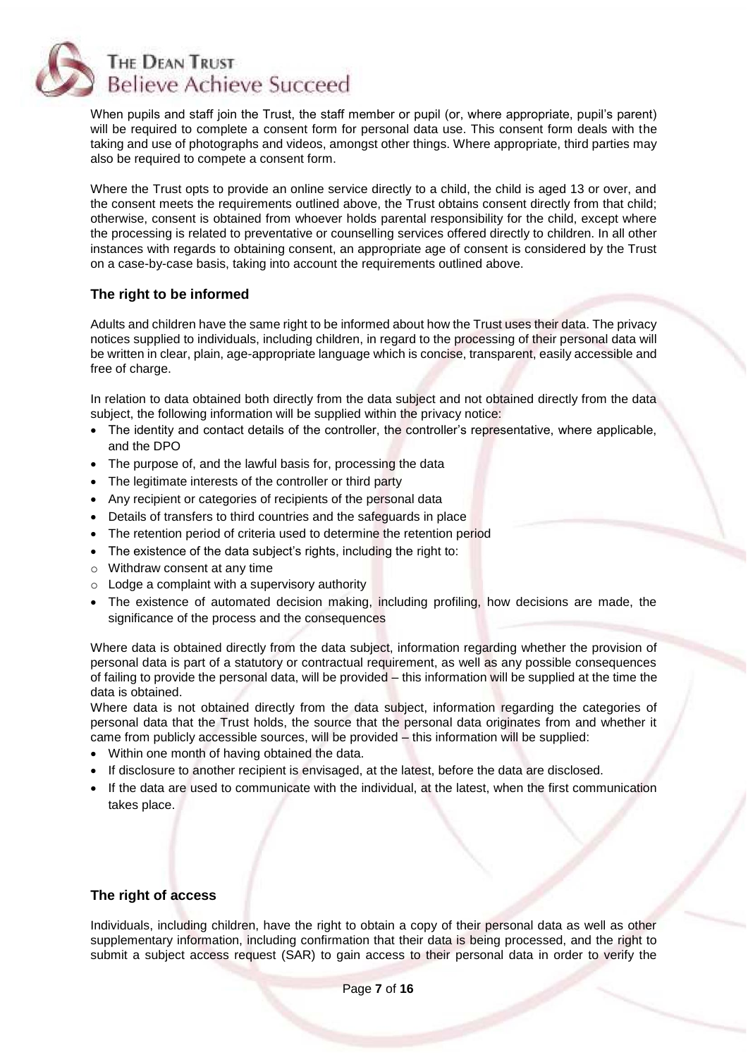When pupils and staff join the Trust, the staff member or pupil (or, where appropriate, pupil's parent) will be required to complete a consent form for personal data use. This consent form deals with the taking and use of photographs and videos, amongst other things. Where appropriate, third parties may also be required to compete a consent form.

Where the Trust opts to provide an online service directly to a child, the child is aged 13 or over, and the consent meets the requirements outlined above, the Trust obtains consent directly from that child; otherwise, consent is obtained from whoever holds parental responsibility for the child, except where the processing is related to preventative or counselling services offered directly to children. In all other instances with regards to obtaining consent, an appropriate age of consent is considered by the Trust on a case-by-case basis, taking into account the requirements outlined above.

### The right to be informed

Adults and children have the same right to be informed about how the Trust uses their data. The privacy notices supplied to individuals, including children, in regard to the processing of their personal data will be written in clear, plain, age-appropriate language which is concise, transparent, easily accessible and free of charge.

In relation to data obtained both directly from the data subject and not obtained directly from the data subject, the following information will be supplied within the privacy notice:

- The identity and contact details of the controller, the controller's representative, where applicable, and the DPO
- The purpose of, and the lawful basis for, processing the data
- The legitimate interests of the controller or third party
- Any recipient or categories of recipients of the personal data
- Details of transfers to third countries and the safeguards in place
- The retention period of criteria used to determine the retention period
- The existence of the data subject's rights, including the right to:
  - Withdraw consent at any time
  - Lodge a complaint with a supervisory authority
- The existence of automated decision making, including profiling, how decisions are made, the significance of the process and the consequences

Where data is obtained directly from the data subject, information regarding whether the provision of personal data is part of a statutory or contractual requirement, as well as any possible consequences of failing to provide the personal data, will be provided – this information will be supplied at the time the data is obtained.

Where data is not obtained directly from the data subject, information regarding the categories of personal data that the Trust holds, the source that the personal data originates from and whether it came from publicly accessible sources, will be provided – this information will be supplied:

- Within one month of having obtained the data.
- If disclosure to another recipient is envisaged, at the latest, before the data are disclosed.
- If the data are used to communicate with the individual, at the latest, when the first communication takes place.

### The right of access

Individuals, including children, have the right to obtain a copy of their personal data as well as other supplementary information, including confirmation that their data is being processed, and the right to submit a subject access request (SAR) to gain access to their personal data in order to verify the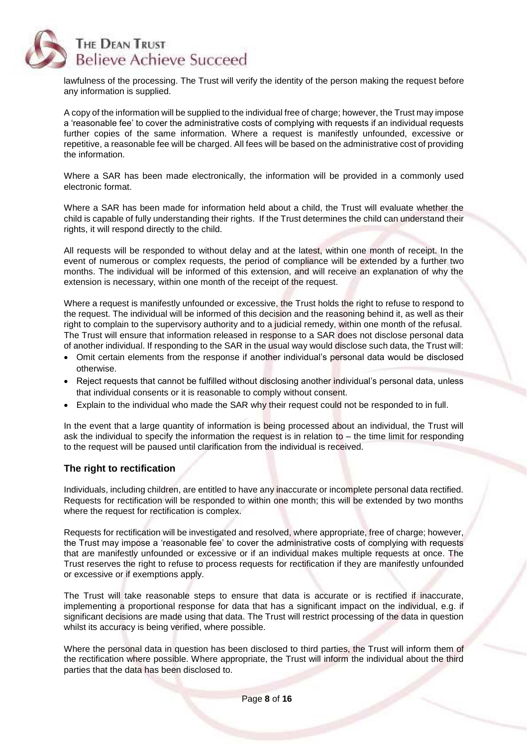lawfulness of the processing. The Trust will verify the identity of the person making the request before any information is supplied.

A copy of the information will be supplied to the individual free of charge; however, the Trust may impose a 'reasonable fee' to cover the administrative costs of complying with requests if an individual requests further copies of the same information. Where a request is manifestly unfounded, excessive or repetitive, a reasonable fee will be charged. All fees will be based on the administrative cost of providing the information.

Where a SAR has been made electronically, the information will be provided in a commonly used electronic format.

Where a SAR has been made for information held about a child, the Trust will evaluate whether the child is capable of fully understanding their rights. If the Trust determines the child can understand their rights, it will respond directly to the child.

All requests will be responded to without delay and at the latest, within one month of receipt. In the event of numerous or complex requests, the period of compliance will be extended by a further two months. The individual will be informed of this extension, and will receive an explanation of why the extension is necessary, within one month of the receipt of the request.

Where a request is manifestly unfounded or excessive, the Trust holds the right to refuse to respond to the request. The individual will be informed of this decision and the reasoning behind it, as well as their right to complain to the supervisory authority and to a judicial remedy, within one month of the refusal. The Trust will ensure that information released in response to a SAR does not disclose personal data of another individual. If responding to the SAR in the usual way would disclose such data, the Trust will:

- Omit certain elements from the response if another individual's personal data would be disclosed otherwise.
- Reject requests that cannot be fulfilled without disclosing another individual's personal data, unless that individual consents or it is reasonable to comply without consent.
- Explain to the individual who made the SAR why their request could not be responded to in full.

In the event that a large quantity of information is being processed about an individual, the Trust will ask the individual to specify the information the request is in relation to – the time limit for responding to the request will be paused until clarification from the individual is received.

### The right to rectification

Individuals, including children, are entitled to have any inaccurate or incomplete personal data rectified. Requests for rectification will be responded to within one month; this will be extended by two months where the request for rectification is complex.

Requests for rectification will be investigated and resolved, where appropriate, free of charge; however, the Trust may impose a 'reasonable fee' to cover the administrative costs of complying with requests that are manifestly unfounded or excessive or if an individual makes multiple requests at once. The Trust reserves the right to refuse to process requests for rectification if they are manifestly unfounded or excessive or if exemptions apply.

The Trust will take reasonable steps to ensure that data is accurate or is rectified if inaccurate, implementing a proportional response for data that has a significant impact on the individual, e.g. if significant decisions are made using that data. The Trust will restrict processing of the data in question whilst its accuracy is being verified, where possible.

Where the personal data in question has been disclosed to third parties, the Trust will inform them of the rectification where possible. Where appropriate, the Trust will inform the individual about the third parties that the data has been disclosed to.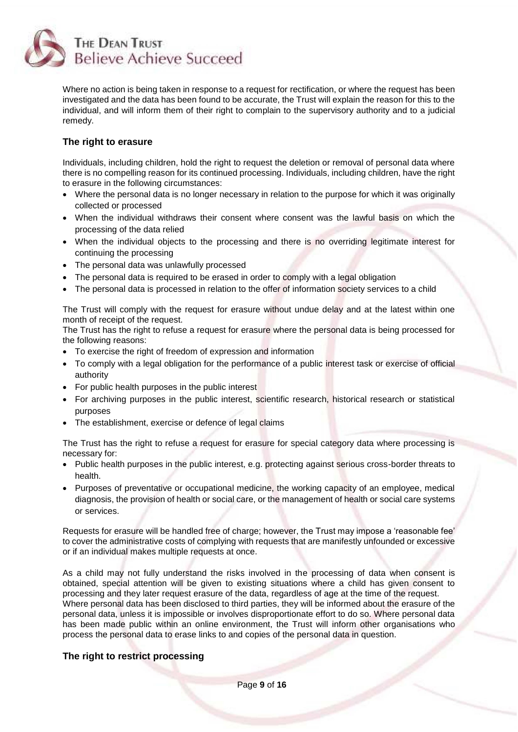Where no action is being taken in response to a request for rectification, or where the request has been investigated and the data has been found to be accurate, the Trust will explain the reason for this to the individual, and will inform them of their right to complain to the supervisory authority and to a judicial remedy.

### The right to erasure

Individuals, including children, hold the right to request the deletion or removal of personal data where there is no compelling reason for its continued processing. Individuals, including children, have the right to erasure in the following circumstances:

- Where the personal data is no longer necessary in relation to the purpose for which it was originally collected or processed
- When the individual withdraws their consent where consent was the lawful basis on which the processing of the data relied
- When the individual objects to the processing and there is no overriding legitimate interest for continuing the processing
- The personal data was unlawfully processed
- The personal data is required to be erased in order to comply with a legal obligation
- The personal data is processed in relation to the offer of information society services to a child

The Trust will comply with the request for erasure without undue delay and at the latest within one month of receipt of the request.

The Trust has the right to refuse a request for erasure where the personal data is being processed for the following reasons:

- To exercise the right of freedom of expression and information
- To comply with a legal obligation for the performance of a public interest task or exercise of official authority
- For public health purposes in the public interest
- For archiving purposes in the public interest, scientific research, historical research or statistical purposes
- The establishment, exercise or defence of legal claims

The Trust has the right to refuse a request for erasure for special category data where processing is necessary for:

- Public health purposes in the public interest, e.g. protecting against serious cross-border threats to health.
- Purposes of preventative or occupational medicine, the working capacity of an employee, medical diagnosis, the provision of health or social care, or the management of health or social care systems or services.

Requests for erasure will be handled free of charge; however, the Trust may impose a 'reasonable fee' to cover the administrative costs of complying with requests that are manifestly unfounded or excessive or if an individual makes multiple requests at once.

As a child may not fully understand the risks involved in the processing of data when consent is obtained, special attention will be given to existing situations where a child has given consent to processing and they later request erasure of the data, regardless of age at the time of the request.

Where personal data has been disclosed to third parties, they will be informed about the erasure of the personal data, unless it is impossible or involves disproportionate effort to do so. Where personal data has been made public within an online environment, the Trust will inform other organisations who process the personal data to erase links to and copies of the personal data in question.

### The right to restrict processing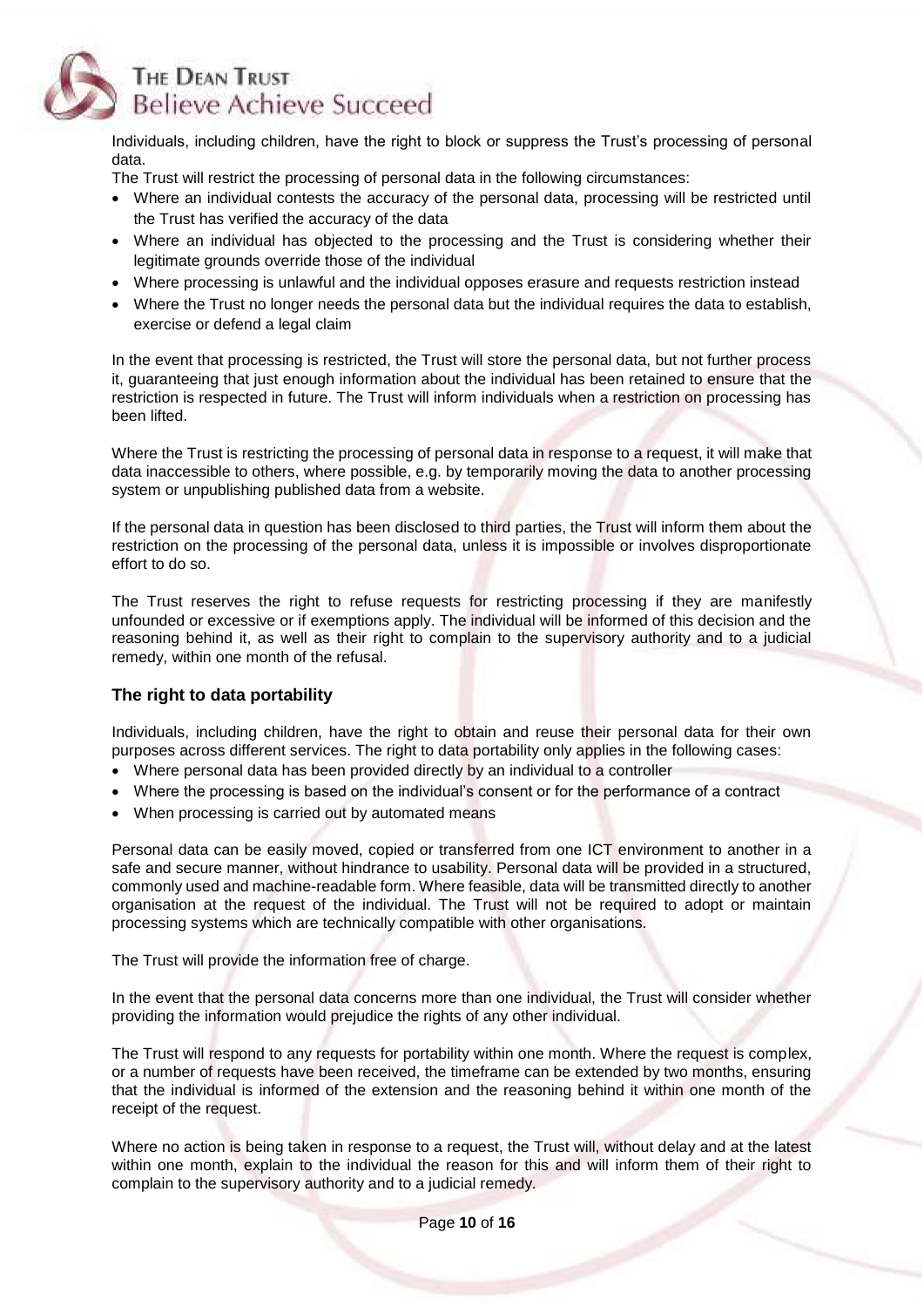Individuals, including children, have the right to block or suppress the Trust's processing of personal data.

The Trust will restrict the processing of personal data in the following circumstances:

- Where an individual contests the accuracy of the personal data, processing will be restricted until the Trust has verified the accuracy of the data
- Where an individual has objected to the processing and the Trust is considering whether their legitimate grounds override those of the individual
- Where processing is unlawful and the individual opposes erasure and requests restriction instead
- Where the Trust no longer needs the personal data but the individual requires the data to establish, exercise or defend a legal claim

In the event that processing is restricted, the Trust will store the personal data, but not further process it, guaranteeing that just enough information about the individual has been retained to ensure that the restriction is respected in future. The Trust will inform individuals when a restriction on processing has been lifted.

Where the Trust is restricting the processing of personal data in response to a request, it will make that data inaccessible to others, where possible, e.g. by temporarily moving the data to another processing system or unpublishing published data from a website.

If the personal data in question has been disclosed to third parties, the Trust will inform them about the restriction on the processing of the personal data, unless it is impossible or involves disproportionate effort to do so.

The Trust reserves the right to refuse requests for restricting processing if they are manifestly unfounded or excessive or if exemptions apply. The individual will be informed of this decision and the reasoning behind it, as well as their right to complain to the supervisory authority and to a judicial remedy, within one month of the refusal.

### The right to data portability

Individuals, including children, have the right to obtain and reuse their personal data for their own purposes across different services. The right to data portability only applies in the following cases:

- Where personal data has been provided directly by an individual to a controller
- Where the processing is based on the individual's consent or for the performance of a contract
- When processing is carried out by automated means

Personal data can be easily moved, copied or transferred from one ICT environment to another in a safe and secure manner, without hindrance to usability. Personal data will be provided in a structured, commonly used and machine-readable form. Where feasible, data will be transmitted directly to another organisation at the request of the individual. The Trust will not be required to adopt or maintain processing systems which are technically compatible with other organisations.

The Trust will provide the information free of charge.

In the event that the personal data concerns more than one individual, the Trust will consider whether providing the information would prejudice the rights of any other individual.

The Trust will respond to any requests for portability within one month. Where the request is complex, or a number of requests have been received, the timeframe can be extended by two months, ensuring that the individual is informed of the extension and the reasoning behind it within one month of the receipt of the request.

Where no action is being taken in response to a request, the Trust will, without delay and at the latest within one month, explain to the individual the reason for this and will inform them of their right to complain to the supervisory authority and to a judicial remedy.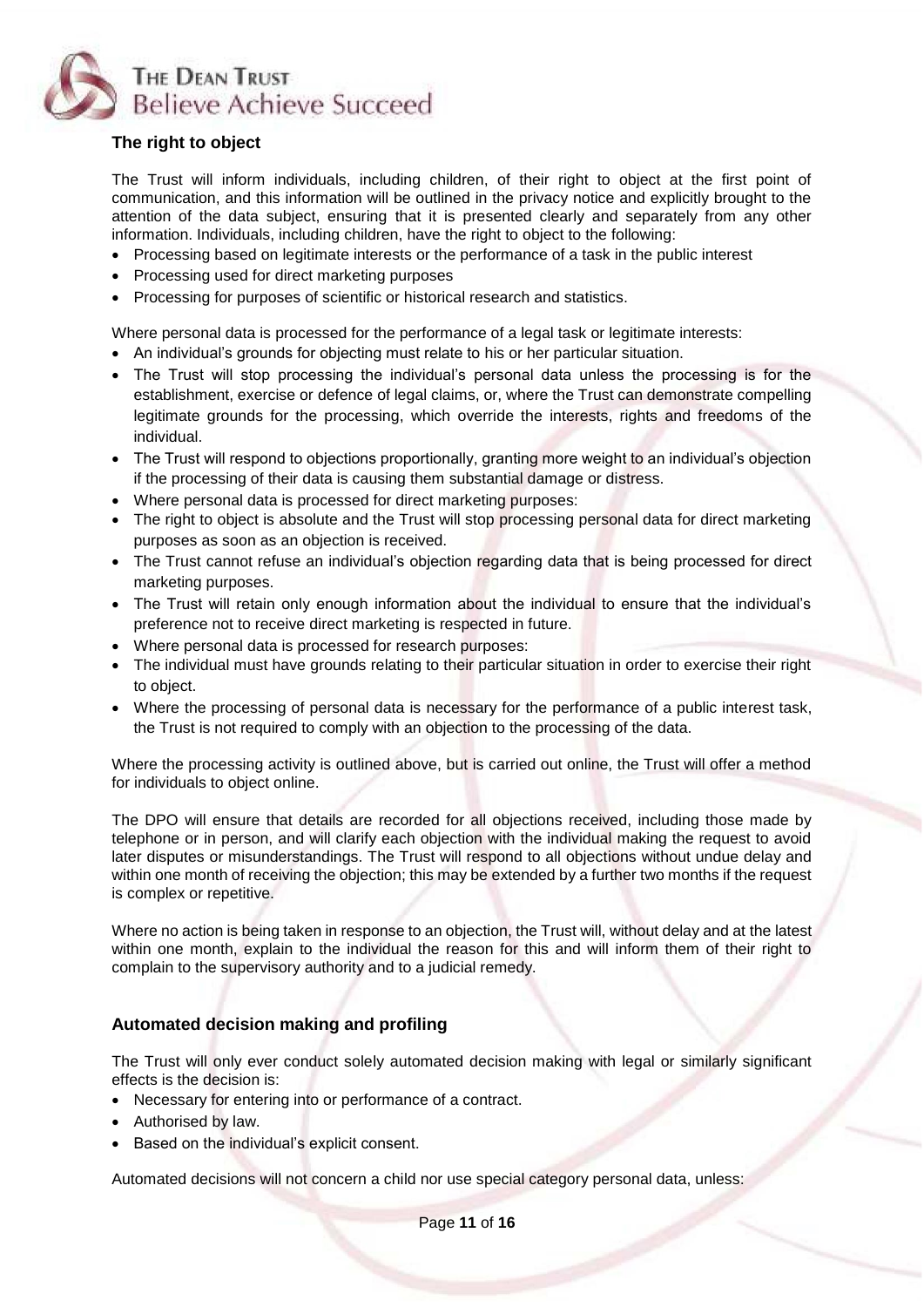## The right to object

The Trust will inform individuals, including children, of their right to object at the first point of communication, and this information will be outlined in the privacy notice and explicitly brought to the attention of the data subject, ensuring that it is presented clearly and separately from any other information. Individuals, including children, have the right to object to the following:

- Processing based on legitimate interests or the performance of a task in the public interest
- Processing used for direct marketing purposes
- Processing for purposes of scientific or historical research and statistics.

Where personal data is processed for the performance of a legal task or legitimate interests:

- An individual's grounds for objecting must relate to his or her particular situation.
- The Trust will stop processing the individual's personal data unless the processing is for the establishment, exercise or defence of legal claims, or, where the Trust can demonstrate compelling legitimate grounds for the processing, which override the interests, rights and freedoms of the individual.
- The Trust will respond to objections proportionally, granting more weight to an individual's objection if the processing of their data is causing them substantial damage or distress.
- Where personal data is processed for direct marketing purposes:
- The right to object is absolute and the Trust will stop processing personal data for direct marketing purposes as soon as an objection is received.
- The Trust cannot refuse an individual's objection regarding data that is being processed for direct marketing purposes.
- The Trust will retain only enough information about the individual to ensure that the individual's preference not to receive direct marketing is respected in future.
- Where personal data is processed for research purposes:
- The individual must have grounds relating to their particular situation in order to exercise their right to object.
- Where the processing of personal data is necessary for the performance of a public interest task, the Trust is not required to comply with an objection to the processing of the data.

Where the processing activity is outlined above, but is carried out online, the Trust will offer a method for individuals to object online.

The DPO will ensure that details are recorded for all objections received, including those made by telephone or in person, and will clarify each objection with the individual making the request to avoid later disputes or misunderstandings. The Trust will respond to all objections without undue delay and within one month of receiving the objection; this may be extended by a further two months if the request is complex or repetitive.

Where no action is being taken in response to an objection, the Trust will, without delay and at the latest within one month, explain to the individual the reason for this and will inform them of their right to complain to the supervisory authority and to a judicial remedy.

## Automated decision making and profiling

The Trust will only ever conduct solely automated decision making with legal or similarly significant effects is the decision is:

- Necessary for entering into or performance of a contract.
- Authorised by law.
- Based on the individual's explicit consent.

Automated decisions will not concern a child nor use special category personal data, unless: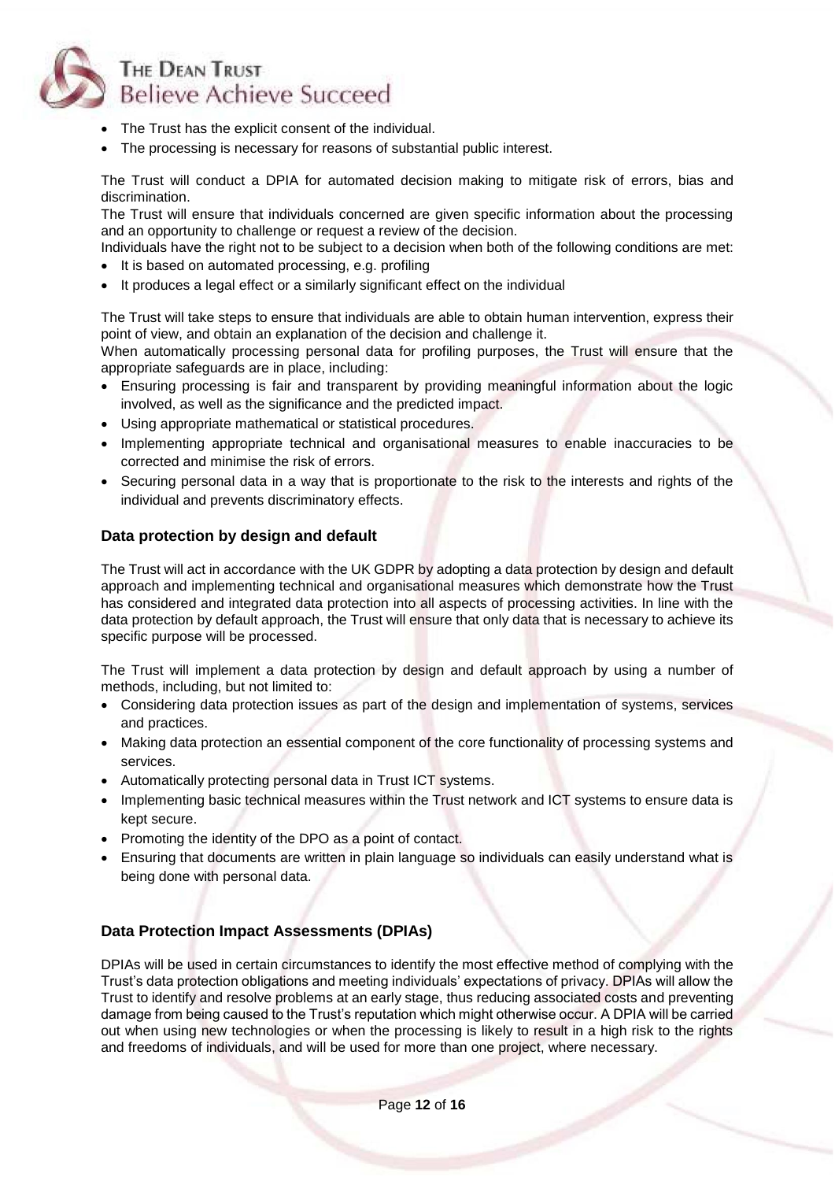- The Trust has the explicit consent of the individual.
- The processing is necessary for reasons of substantial public interest.

The Trust will conduct a DPIA for automated decision making to mitigate risk of errors, bias and discrimination.
The Trust will ensure that individuals concerned are given specific information about the processing and an opportunity to challenge or request a review of the decision.
Individuals have the right not to be subject to a decision when both of the following conditions are met:

- It is based on automated processing, e.g. profiling
- It produces a legal effect or a similarly significant effect on the individual

The Trust will take steps to ensure that individuals are able to obtain human intervention, express their point of view, and obtain an explanation of the decision and challenge it.
When automatically processing personal data for profiling purposes, the Trust will ensure that the appropriate safeguards are in place, including:

- Ensuring processing is fair and transparent by providing meaningful information about the logic involved, as well as the significance and the predicted impact.
- Using appropriate mathematical or statistical procedures.
- Implementing appropriate technical and organisational measures to enable inaccuracies to be corrected and minimise the risk of errors.
- Securing personal data in a way that is proportionate to the risk to the interests and rights of the individual and prevents discriminatory effects.

### Data protection by design and default

The Trust will act in accordance with the UK GDPR by adopting a data protection by design and default approach and implementing technical and organisational measures which demonstrate how the Trust has considered and integrated data protection into all aspects of processing activities. In line with the data protection by default approach, the Trust will ensure that only data that is necessary to achieve its specific purpose will be processed.

The Trust will implement a data protection by design and default approach by using a number of methods, including, but not limited to:

- Considering data protection issues as part of the design and implementation of systems, services and practices.
- Making data protection an essential component of the core functionality of processing systems and services.
- Automatically protecting personal data in Trust ICT systems.
- Implementing basic technical measures within the Trust network and ICT systems to ensure data is kept secure.
- Promoting the identity of the DPO as a point of contact.
- Ensuring that documents are written in plain language so individuals can easily understand what is being done with personal data.

### Data Protection Impact Assessments (DPIAs)

DPIAs will be used in certain circumstances to identify the most effective method of complying with the Trust's data protection obligations and meeting individuals' expectations of privacy. DPIAs will allow the Trust to identify and resolve problems at an early stage, thus reducing associated costs and preventing damage from being caused to the Trust's reputation which might otherwise occur. A DPIA will be carried out when using new technologies or when the processing is likely to result in a high risk to the rights and freedoms of individuals, and will be used for more than one project, where necessary.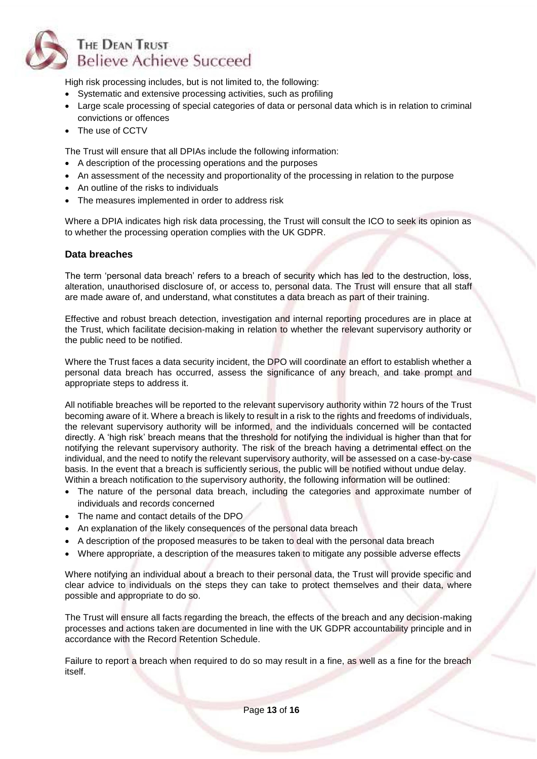High risk processing includes, but is not limited to, the following:

- Systematic and extensive processing activities, such as profiling
- Large scale processing of special categories of data or personal data which is in relation to criminal convictions or offences
- The use of CCTV

The Trust will ensure that all DPIAs include the following information:

- A description of the processing operations and the purposes
- An assessment of the necessity and proportionality of the processing in relation to the purpose
- An outline of the risks to individuals
- The measures implemented in order to address risk

Where a DPIA indicates high risk data processing, the Trust will consult the ICO to seek its opinion as to whether the processing operation complies with the UK GDPR.

### Data breaches

The term 'personal data breach' refers to a breach of security which has led to the destruction, loss, alteration, unauthorised disclosure of, or access to, personal data. The Trust will ensure that all staff are made aware of, and understand, what constitutes a data breach as part of their training.

Effective and robust breach detection, investigation and internal reporting procedures are in place at the Trust, which facilitate decision-making in relation to whether the relevant supervisory authority or the public need to be notified.

Where the Trust faces a data security incident, the DPO will coordinate an effort to establish whether a personal data breach has occurred, assess the significance of any breach, and take prompt and appropriate steps to address it.

All notifiable breaches will be reported to the relevant supervisory authority within 72 hours of the Trust becoming aware of it. Where a breach is likely to result in a risk to the rights and freedoms of individuals, the relevant supervisory authority will be informed, and the individuals concerned will be contacted directly. A 'high risk' breach means that the threshold for notifying the individual is higher than that for notifying the relevant supervisory authority. The risk of the breach having a detrimental effect on the individual, and the need to notify the relevant supervisory authority, will be assessed on a case-by-case basis. In the event that a breach is sufficiently serious, the public will be notified without undue delay.
Within a breach notification to the supervisory authority, the following information will be outlined:

- The nature of the personal data breach, including the categories and approximate number of individuals and records concerned
- The name and contact details of the DPO
- An explanation of the likely consequences of the personal data breach
- A description of the proposed measures to be taken to deal with the personal data breach
- Where appropriate, a description of the measures taken to mitigate any possible adverse effects

Where notifying an individual about a breach to their personal data, the Trust will provide specific and clear advice to individuals on the steps they can take to protect themselves and their data, where possible and appropriate to do so.

The Trust will ensure all facts regarding the breach, the effects of the breach and any decision-making processes and actions taken are documented in line with the UK GDPR accountability principle and in accordance with the Record Retention Schedule.

Failure to report a breach when required to do so may result in a fine, as well as a fine for the breach itself.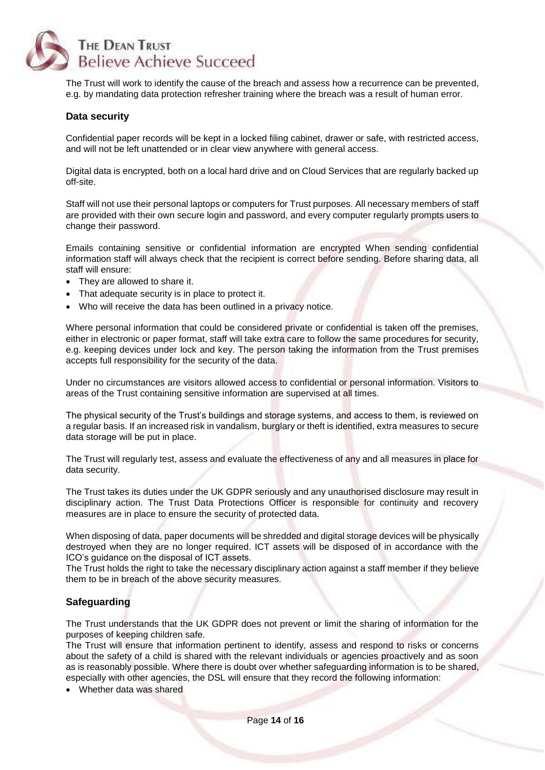The Trust will work to identify the cause of the breach and assess how a recurrence can be prevented, e.g. by mandating data protection refresher training where the breach was a result of human error.

### Data security

Confidential paper records will be kept in a locked filing cabinet, drawer or safe, with restricted access, and will not be left unattended or in clear view anywhere with general access.

Digital data is encrypted, both on a local hard drive and on Cloud Services that are regularly backed up off-site.

Staff will not use their personal laptops or computers for Trust purposes. All necessary members of staff are provided with their own secure login and password, and every computer regularly prompts users to change their password.

Emails containing sensitive or confidential information are encrypted When sending confidential information staff will always check that the recipient is correct before sending. Before sharing data, all staff will ensure:

- They are allowed to share it.
- That adequate security is in place to protect it.
- Who will receive the data has been outlined in a privacy notice.

Where personal information that could be considered private or confidential is taken off the premises, either in electronic or paper format, staff will take extra care to follow the same procedures for security, e.g. keeping devices under lock and key. The person taking the information from the Trust premises accepts full responsibility for the security of the data.

Under no circumstances are visitors allowed access to confidential or personal information. Visitors to areas of the Trust containing sensitive information are supervised at all times.

The physical security of the Trust's buildings and storage systems, and access to them, is reviewed on a regular basis. If an increased risk in vandalism, burglary or theft is identified, extra measures to secure data storage will be put in place.

The Trust will regularly test, assess and evaluate the effectiveness of any and all measures in place for data security.

The Trust takes its duties under the UK GDPR seriously and any unauthorised disclosure may result in disciplinary action. The Trust Data Protections Officer is responsible for continuity and recovery measures are in place to ensure the security of protected data.

When disposing of data, paper documents will be shredded and digital storage devices will be physically destroyed when they are no longer required. ICT assets will be disposed of in accordance with the ICO's guidance on the disposal of ICT assets.
The Trust holds the right to take the necessary disciplinary action against a staff member if they believe them to be in breach of the above security measures.

### Safeguarding

The Trust understands that the UK GDPR does not prevent or limit the sharing of information for the purposes of keeping children safe.
The Trust will ensure that information pertinent to identify, assess and respond to risks or concerns about the safety of a child is shared with the relevant individuals or agencies proactively and as soon as is reasonably possible. Where there is doubt over whether safeguarding information is to be shared, especially with other agencies, the DSL will ensure that they record the following information:

- Whether data was shared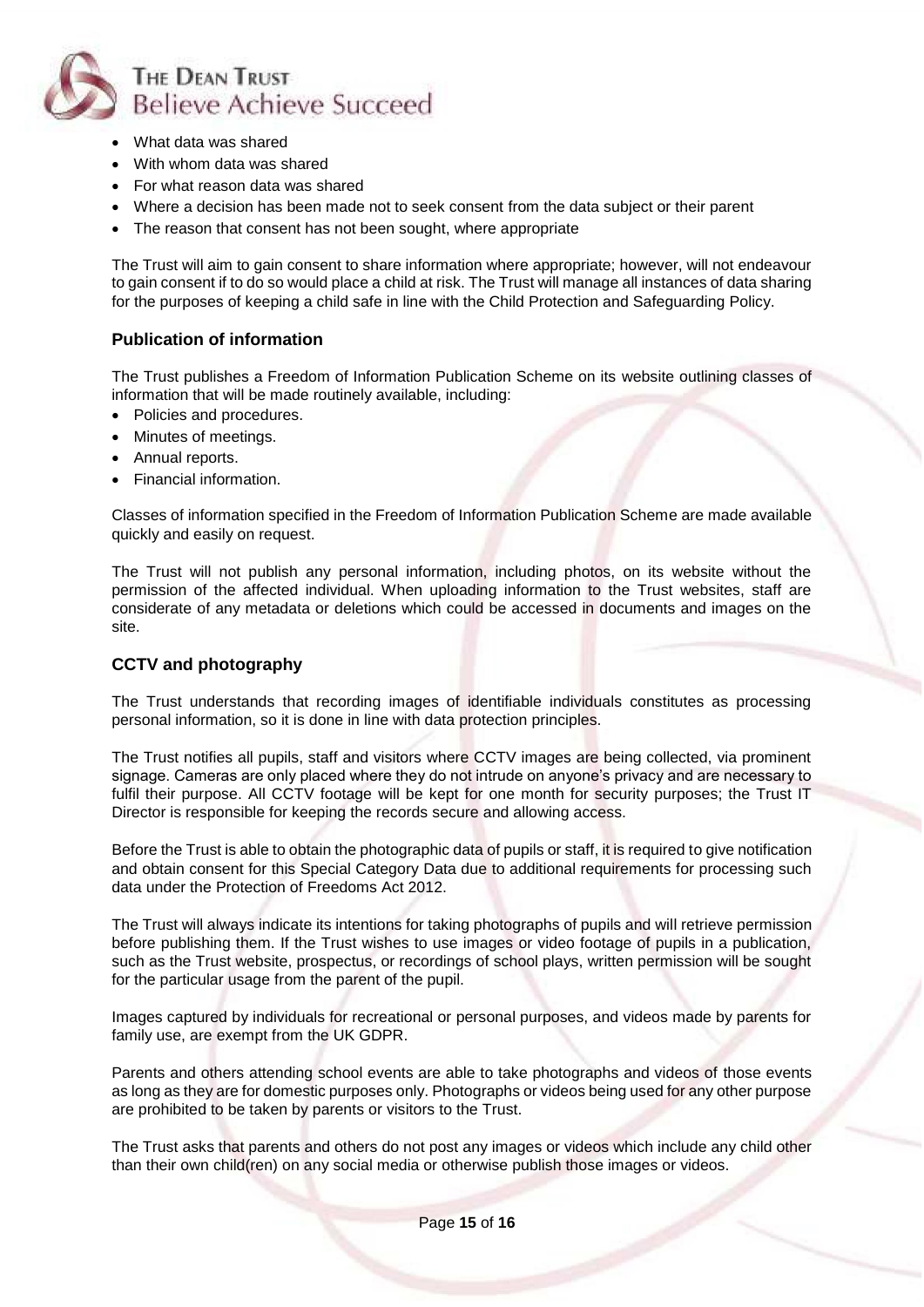- What data was shared
- With whom data was shared
- For what reason data was shared
- Where a decision has been made not to seek consent from the data subject or their parent
- The reason that consent has not been sought, where appropriate

The Trust will aim to gain consent to share information where appropriate; however, will not endeavour to gain consent if to do so would place a child at risk. The Trust will manage all instances of data sharing for the purposes of keeping a child safe in line with the Child Protection and Safeguarding Policy.

### Publication of information

The Trust publishes a Freedom of Information Publication Scheme on its website outlining classes of information that will be made routinely available, including:

- Policies and procedures.
- Minutes of meetings.
- Annual reports.
- Financial information.

Classes of information specified in the Freedom of Information Publication Scheme are made available quickly and easily on request.

The Trust will not publish any personal information, including photos, on its website without the permission of the affected individual. When uploading information to the Trust websites, staff are considerate of any metadata or deletions which could be accessed in documents and images on the site.

### CCTV and photography

The Trust understands that recording images of identifiable individuals constitutes as processing personal information, so it is done in line with data protection principles.

The Trust notifies all pupils, staff and visitors where CCTV images are being collected, via prominent signage. Cameras are only placed where they do not intrude on anyone's privacy and are necessary to fulfil their purpose. All CCTV footage will be kept for one month for security purposes; the Trust IT Director is responsible for keeping the records secure and allowing access.

Before the Trust is able to obtain the photographic data of pupils or staff, it is required to give notification and obtain consent for this Special Category Data due to additional requirements for processing such data under the Protection of Freedoms Act 2012.

The Trust will always indicate its intentions for taking photographs of pupils and will retrieve permission before publishing them. If the Trust wishes to use images or video footage of pupils in a publication, such as the Trust website, prospectus, or recordings of school plays, written permission will be sought for the particular usage from the parent of the pupil.

Images captured by individuals for recreational or personal purposes, and videos made by parents for family use, are exempt from the UK GDPR.

Parents and others attending school events are able to take photographs and videos of those events as long as they are for domestic purposes only. Photographs or videos being used for any other purpose are prohibited to be taken by parents or visitors to the Trust.

The Trust asks that parents and others do not post any images or videos which include any child other than their own child(ren) on any social media or otherwise publish those images or videos.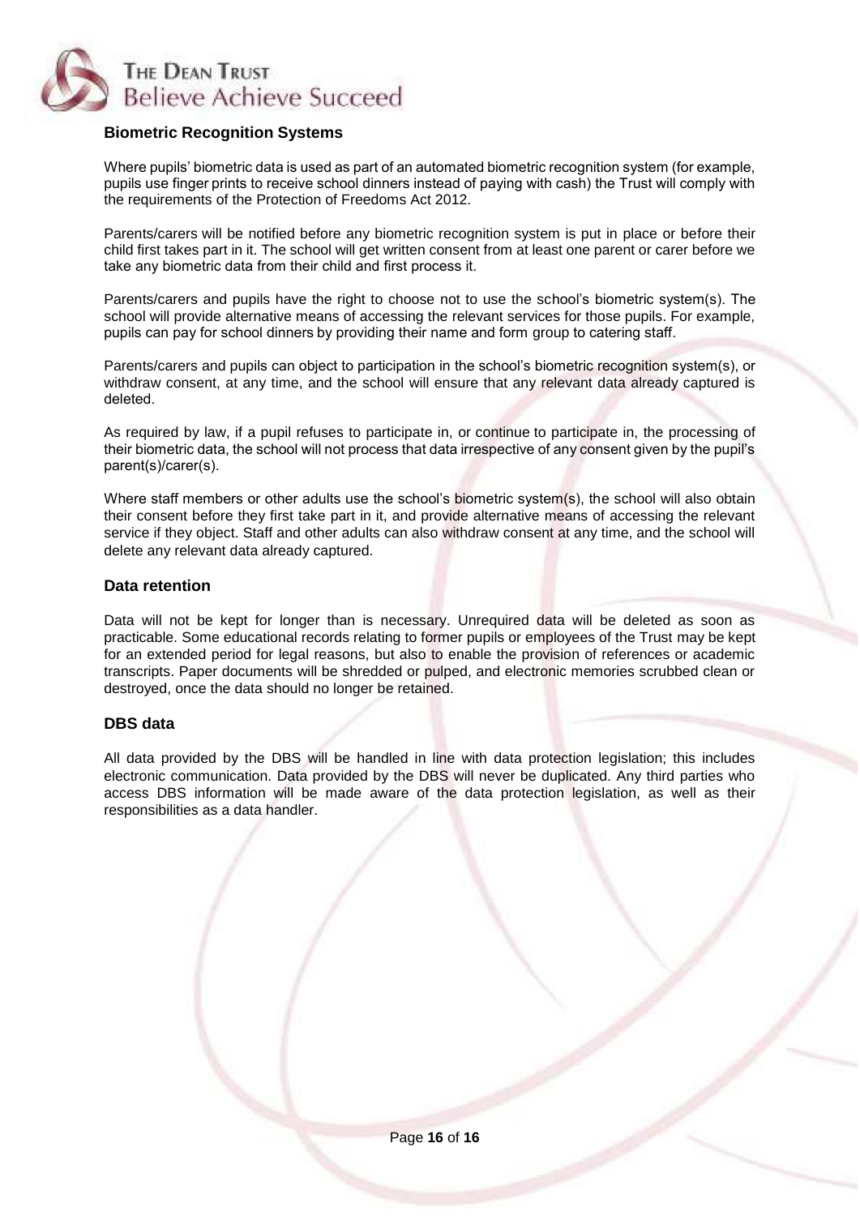## Biometric Recognition Systems

Where pupils' biometric data is used as part of an automated biometric recognition system (for example, pupils use finger prints to receive school dinners instead of paying with cash) the Trust will comply with the requirements of the Protection of Freedoms Act 2012.

Parents/carers will be notified before any biometric recognition system is put in place or before their child first takes part in it. The school will get written consent from at least one parent or carer before we take any biometric data from their child and first process it.

Parents/carers and pupils have the right to choose not to use the school's biometric system(s). The school will provide alternative means of accessing the relevant services for those pupils. For example, pupils can pay for school dinners by providing their name and form group to catering staff.

Parents/carers and pupils can object to participation in the school's biometric recognition system(s), or withdraw consent, at any time, and the school will ensure that any relevant data already captured is deleted.

As required by law, if a pupil refuses to participate in, or continue to participate in, the processing of their biometric data, the school will not process that data irrespective of any consent given by the pupil's parent(s)/carer(s).

Where staff members or other adults use the school's biometric system(s), the school will also obtain their consent before they first take part in it, and provide alternative means of accessing the relevant service if they object. Staff and other adults can also withdraw consent at any time, and the school will delete any relevant data already captured.

## Data retention

Data will not be kept for longer than is necessary. Unrequired data will be deleted as soon as practicable. Some educational records relating to former pupils or employees of the Trust may be kept for an extended period for legal reasons, but also to enable the provision of references or academic transcripts. Paper documents will be shredded or pulped, and electronic memories scrubbed clean or destroyed, once the data should no longer be retained.

## DBS data

All data provided by the DBS will be handled in line with data protection legislation; this includes electronic communication. Data provided by the DBS will never be duplicated. Any third parties who access DBS information will be made aware of the data protection legislation, as well as their responsibilities as a data handler.